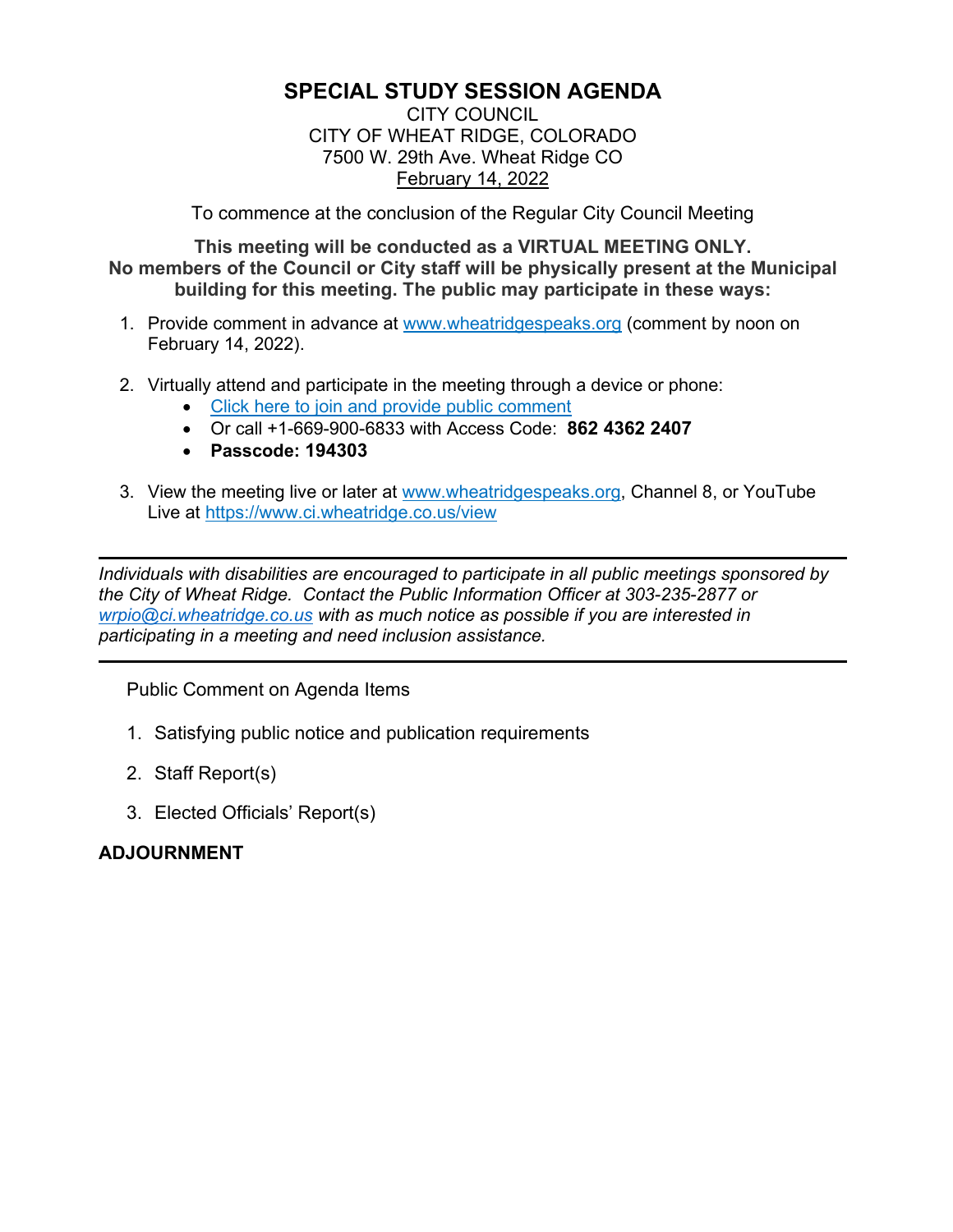# SPECIAL STUDY SESSION AGENDA

CITY COUNCIL
CITY OF WHEAT RIDGE, COLORADO
7500 W. 29th Ave. Wheat Ridge CO
February 14, 2022

To commence at the conclusion of the Regular City Council Meeting

**This meeting will be conducted as a VIRTUAL MEETING ONLY. No members of the Council or City staff will be physically present at the Municipal building for this meeting. The public may participate in these ways:**

1. Provide comment in advance at www.wheatridgespeaks.org (comment by noon on February 14, 2022).
2. Virtually attend and participate in the meeting through a device or phone:
   - Click here to join and provide public comment
   - Or call +1-669-900-6833 with Access Code: **862 4362 2407**
   - **Passcode: 194303**
3. View the meeting live or later at www.wheatridgespeaks.org, Channel 8, or YouTube Live at https://www.ci.wheatridge.co.us/view

---

*Individuals with disabilities are encouraged to participate in all public meetings sponsored by the City of Wheat Ridge. Contact the Public Information Officer at 303-235-2877 or wrpio@ci.wheatridge.co.us with as much notice as possible if you are interested in participating in a meeting and need inclusion assistance.*

---

Public Comment on Agenda Items

1. Satisfying public notice and publication requirements
2. Staff Report(s)
3. Elected Officials' Report(s)

**ADJOURNMENT**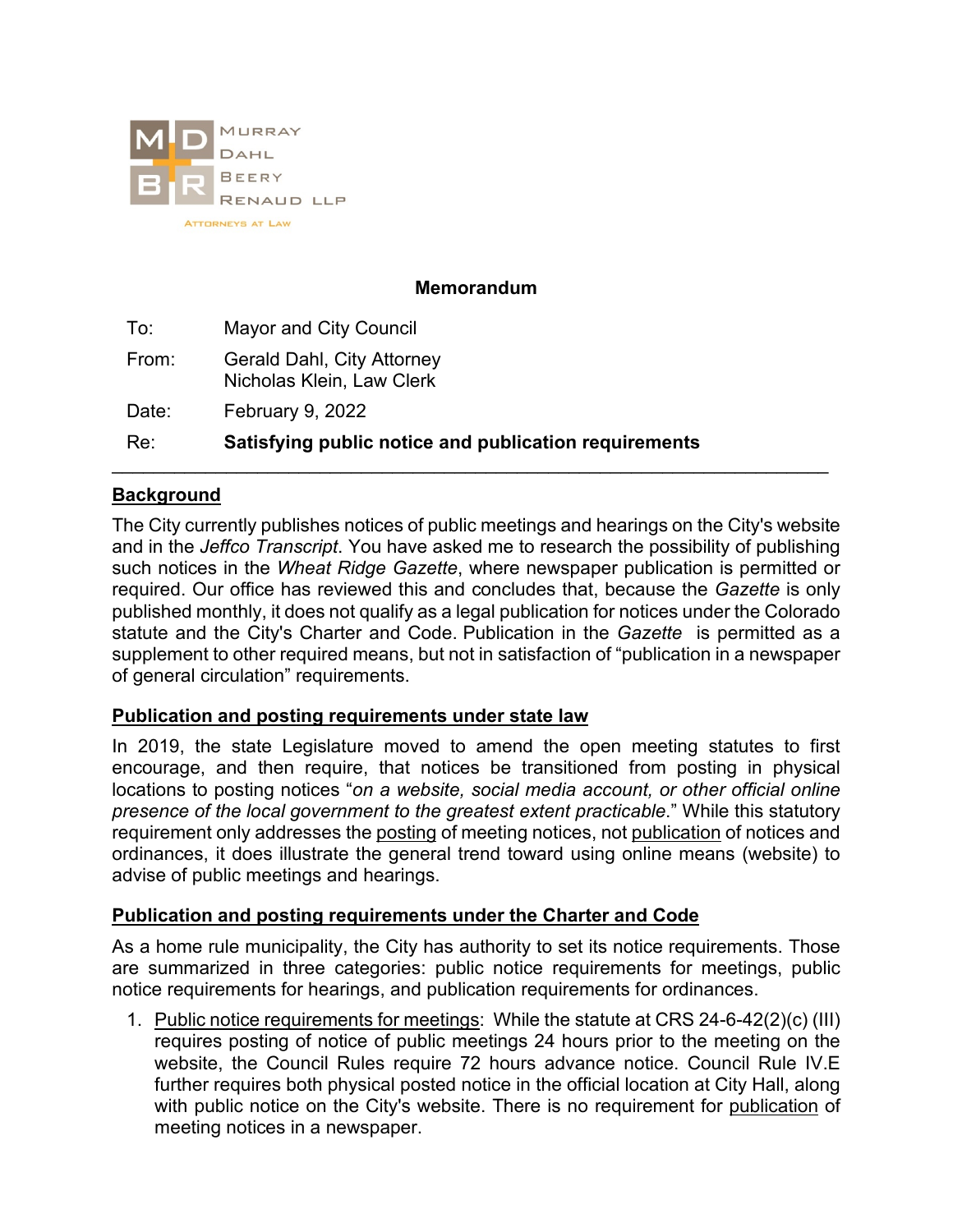MURRAY DAHL BEERY RENAUD LLP
ATTORNEYS AT LAW

**Memorandum**

| | |
|---|---|
| To: | Mayor and City Council |
| From: | Gerald Dahl, City Attorney<br>Nicholas Klein, Law Clerk |
| Date: | February 9, 2022 |
| Re: | **Satisfying public notice and publication requirements** |

---

## Background

The City currently publishes notices of public meetings and hearings on the City's website and in the *Jeffco Transcript*. You have asked me to research the possibility of publishing such notices in the *Wheat Ridge Gazette*, where newspaper publication is permitted or required. Our office has reviewed this and concludes that, because the *Gazette* is only published monthly, it does not qualify as a legal publication for notices under the Colorado statute and the City's Charter and Code. Publication in the *Gazette* is permitted as a supplement to other required means, but not in satisfaction of "publication in a newspaper of general circulation" requirements.

## Publication and posting requirements under state law

In 2019, the state Legislature moved to amend the open meeting statutes to first encourage, and then require, that notices be transitioned from posting in physical locations to posting notices "*on a website, social media account, or other official online presence of the local government to the greatest extent practicable*." While this statutory requirement only addresses the posting of meeting notices, not publication of notices and ordinances, it does illustrate the general trend toward using online means (website) to advise of public meetings and hearings.

## Publication and posting requirements under the Charter and Code

As a home rule municipality, the City has authority to set its notice requirements. Those are summarized in three categories: public notice requirements for meetings, public notice requirements for hearings, and publication requirements for ordinances.

1. Public notice requirements for meetings: While the statute at CRS 24-6-42(2)(c) (III) requires posting of notice of public meetings 24 hours prior to the meeting on the website, the Council Rules require 72 hours advance notice. Council Rule IV.E further requires both physical posted notice in the official location at City Hall, along with public notice on the City's website. There is no requirement for publication of meeting notices in a newspaper.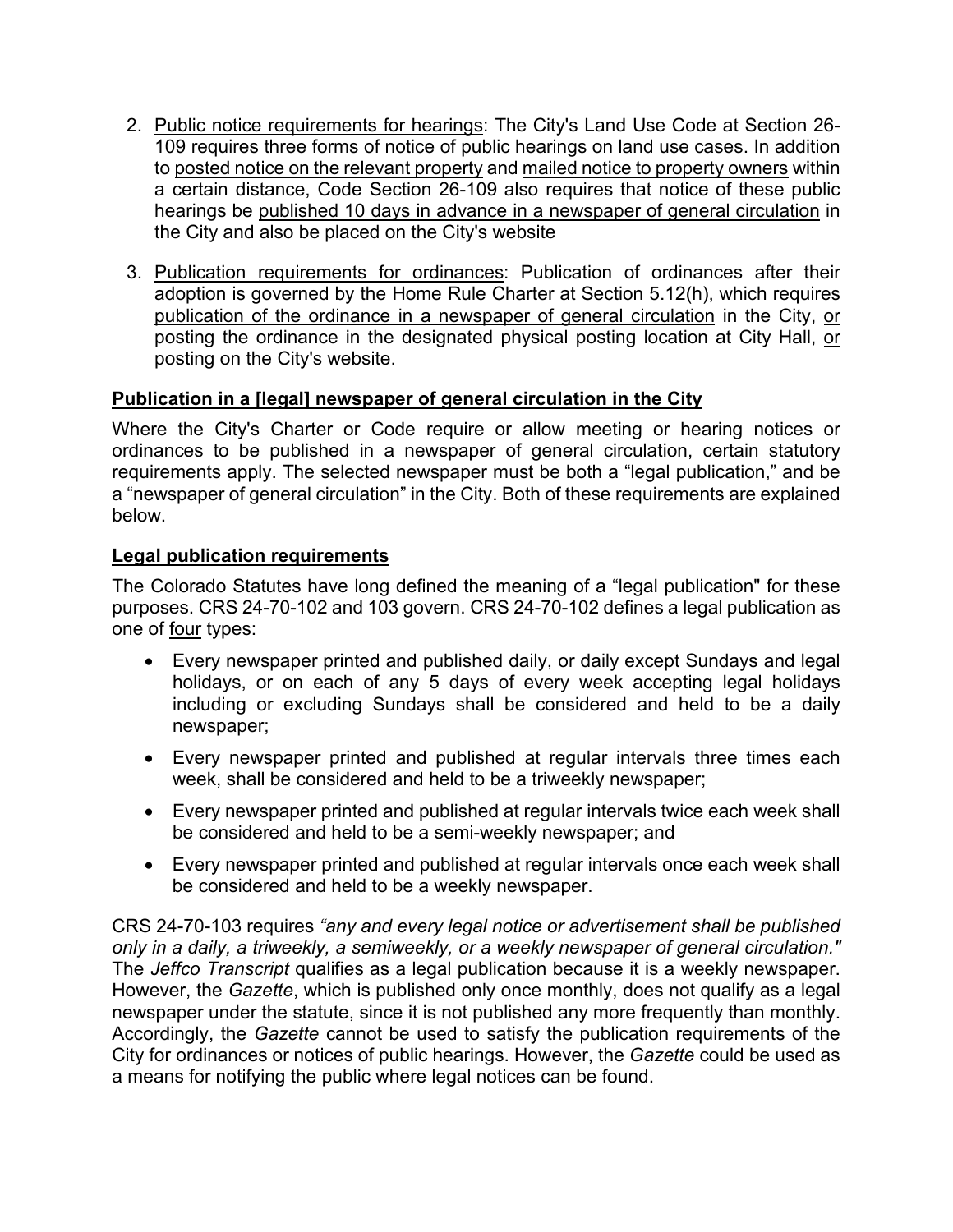2. Public notice requirements for hearings: The City's Land Use Code at Section 26-109 requires three forms of notice of public hearings on land use cases. In addition to posted notice on the relevant property and mailed notice to property owners within a certain distance, Code Section 26-109 also requires that notice of these public hearings be published 10 days in advance in a newspaper of general circulation in the City and also be placed on the City's website

3. Publication requirements for ordinances: Publication of ordinances after their adoption is governed by the Home Rule Charter at Section 5.12(h), which requires publication of the ordinance in a newspaper of general circulation in the City, or posting the ordinance in the designated physical posting location at City Hall, or posting on the City's website.

**Publication in a [legal] newspaper of general circulation in the City**

Where the City's Charter or Code require or allow meeting or hearing notices or ordinances to be published in a newspaper of general circulation, certain statutory requirements apply. The selected newspaper must be both a "legal publication," and be a "newspaper of general circulation" in the City. Both of these requirements are explained below.

**Legal publication requirements**

The Colorado Statutes have long defined the meaning of a "legal publication" for these purposes. CRS 24-70-102 and 103 govern. CRS 24-70-102 defines a legal publication as one of four types:

- Every newspaper printed and published daily, or daily except Sundays and legal holidays, or on each of any 5 days of every week accepting legal holidays including or excluding Sundays shall be considered and held to be a daily newspaper;
- Every newspaper printed and published at regular intervals three times each week, shall be considered and held to be a triweekly newspaper;
- Every newspaper printed and published at regular intervals twice each week shall be considered and held to be a semi-weekly newspaper; and
- Every newspaper printed and published at regular intervals once each week shall be considered and held to be a weekly newspaper.

CRS 24-70-103 requires *"any and every legal notice or advertisement shall be published only in a daily, a triweekly, a semiweekly, or a weekly newspaper of general circulation."* The *Jeffco Transcript* qualifies as a legal publication because it is a weekly newspaper. However, the *Gazette*, which is published only once monthly, does not qualify as a legal newspaper under the statute, since it is not published any more frequently than monthly. Accordingly, the *Gazette* cannot be used to satisfy the publication requirements of the City for ordinances or notices of public hearings. However, the *Gazette* could be used as a means for notifying the public where legal notices can be found.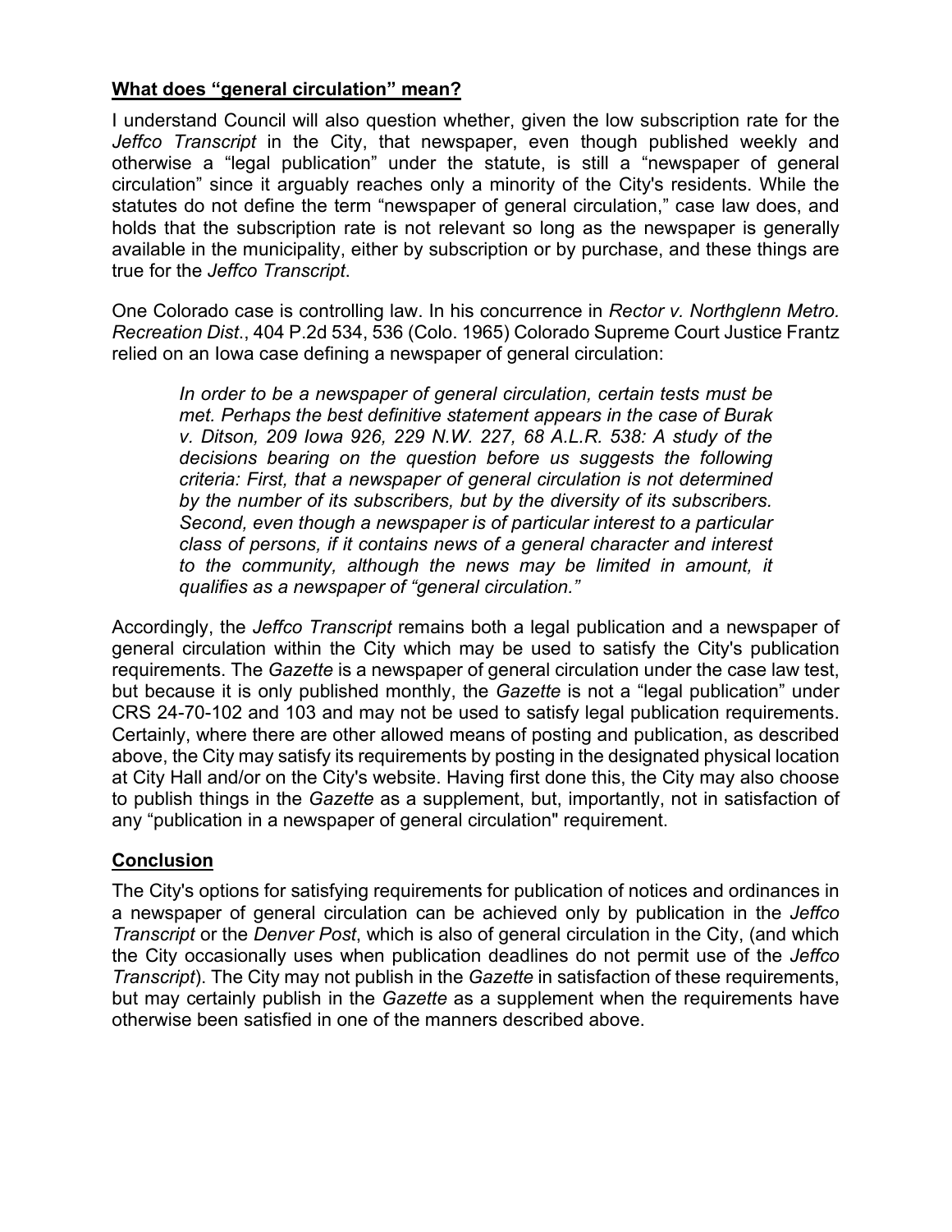## **What does "general circulation" mean?**

I understand Council will also question whether, given the low subscription rate for the *Jeffco Transcript* in the City, that newspaper, even though published weekly and otherwise a "legal publication" under the statute, is still a "newspaper of general circulation" since it arguably reaches only a minority of the City's residents. While the statutes do not define the term "newspaper of general circulation," case law does, and holds that the subscription rate is not relevant so long as the newspaper is generally available in the municipality, either by subscription or by purchase, and these things are true for the *Jeffco Transcript*.

One Colorado case is controlling law. In his concurrence in *Rector v. Northglenn Metro. Recreation Dist*., 404 P.2d 534, 536 (Colo. 1965) Colorado Supreme Court Justice Frantz relied on an Iowa case defining a newspaper of general circulation:

> *In order to be a newspaper of general circulation, certain tests must be met. Perhaps the best definitive statement appears in the case of Burak v. Ditson, 209 Iowa 926, 229 N.W. 227, 68 A.L.R. 538: A study of the decisions bearing on the question before us suggests the following criteria: First, that a newspaper of general circulation is not determined by the number of its subscribers, but by the diversity of its subscribers. Second, even though a newspaper is of particular interest to a particular class of persons, if it contains news of a general character and interest to the community, although the news may be limited in amount, it qualifies as a newspaper of "general circulation."*

Accordingly, the *Jeffco Transcript* remains both a legal publication and a newspaper of general circulation within the City which may be used to satisfy the City's publication requirements. The *Gazette* is a newspaper of general circulation under the case law test, but because it is only published monthly, the *Gazette* is not a "legal publication" under CRS 24-70-102 and 103 and may not be used to satisfy legal publication requirements. Certainly, where there are other allowed means of posting and publication, as described above, the City may satisfy its requirements by posting in the designated physical location at City Hall and/or on the City's website. Having first done this, the City may also choose to publish things in the *Gazette* as a supplement, but, importantly, not in satisfaction of any "publication in a newspaper of general circulation" requirement.

## **Conclusion**

The City's options for satisfying requirements for publication of notices and ordinances in a newspaper of general circulation can be achieved only by publication in the *Jeffco Transcript* or the *Denver Post*, which is also of general circulation in the City, (and which the City occasionally uses when publication deadlines do not permit use of the *Jeffco Transcript*). The City may not publish in the *Gazette* in satisfaction of these requirements, but may certainly publish in the *Gazette* as a supplement when the requirements have otherwise been satisfied in one of the manners described above.